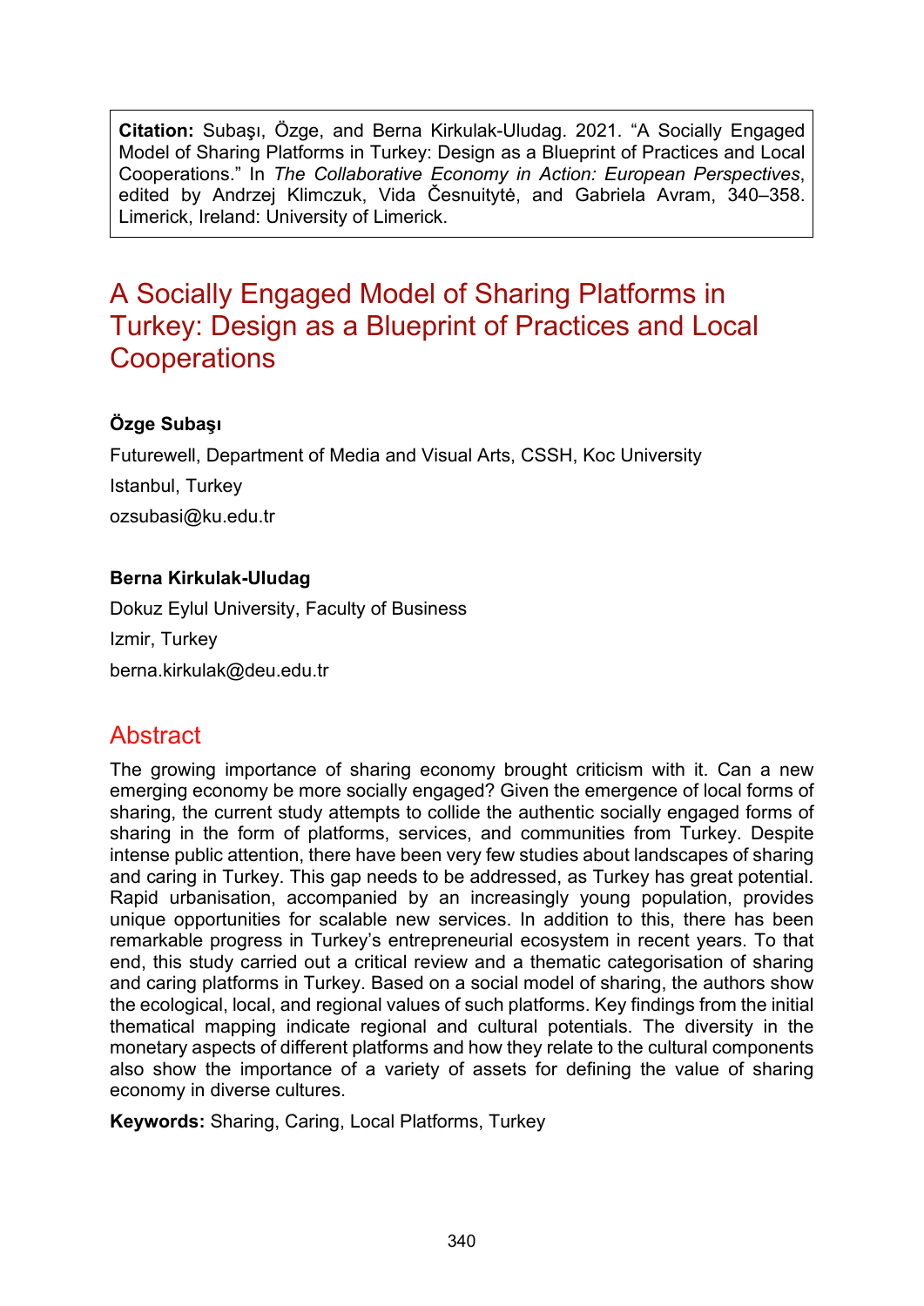**Citation:** Subaşı, Özge, and Berna Kirkulak-Uludag. 2021. "A Socially Engaged Model of Sharing Platforms in Turkey: Design as a Blueprint of Practices and Local Cooperations." In *The Collaborative Economy in Action: European Perspectives*, edited by Andrzej Klimczuk, Vida Česnuitytė, and Gabriela Avram, 340–358. Limerick, Ireland: University of Limerick.

# A Socially Engaged Model of Sharing Platforms in Turkey: Design as a Blueprint of Practices and Local Cooperations

**Özge Subaşı**

Futurewell, Department of Media and Visual Arts, CSSH, Koc University

Istanbul, Turkey

ozsubasi@ku.edu.tr

**Berna Kirkulak-Uludag**

Dokuz Eylul University, Faculty of Business

Izmir, Turkey

berna.kirkulak@deu.edu.tr

## Abstract

The growing importance of sharing economy brought criticism with it. Can a new emerging economy be more socially engaged? Given the emergence of local forms of sharing, the current study attempts to collide the authentic socially engaged forms of sharing in the form of platforms, services, and communities from Turkey. Despite intense public attention, there have been very few studies about landscapes of sharing and caring in Turkey. This gap needs to be addressed, as Turkey has great potential. Rapid urbanisation, accompanied by an increasingly young population, provides unique opportunities for scalable new services. In addition to this, there has been remarkable progress in Turkey's entrepreneurial ecosystem in recent years. To that end, this study carried out a critical review and a thematic categorisation of sharing and caring platforms in Turkey. Based on a social model of sharing, the authors show the ecological, local, and regional values of such platforms. Key findings from the initial thematical mapping indicate regional and cultural potentials. The diversity in the monetary aspects of different platforms and how they relate to the cultural components also show the importance of a variety of assets for defining the value of sharing economy in diverse cultures.

**Keywords:** Sharing, Caring, Local Platforms, Turkey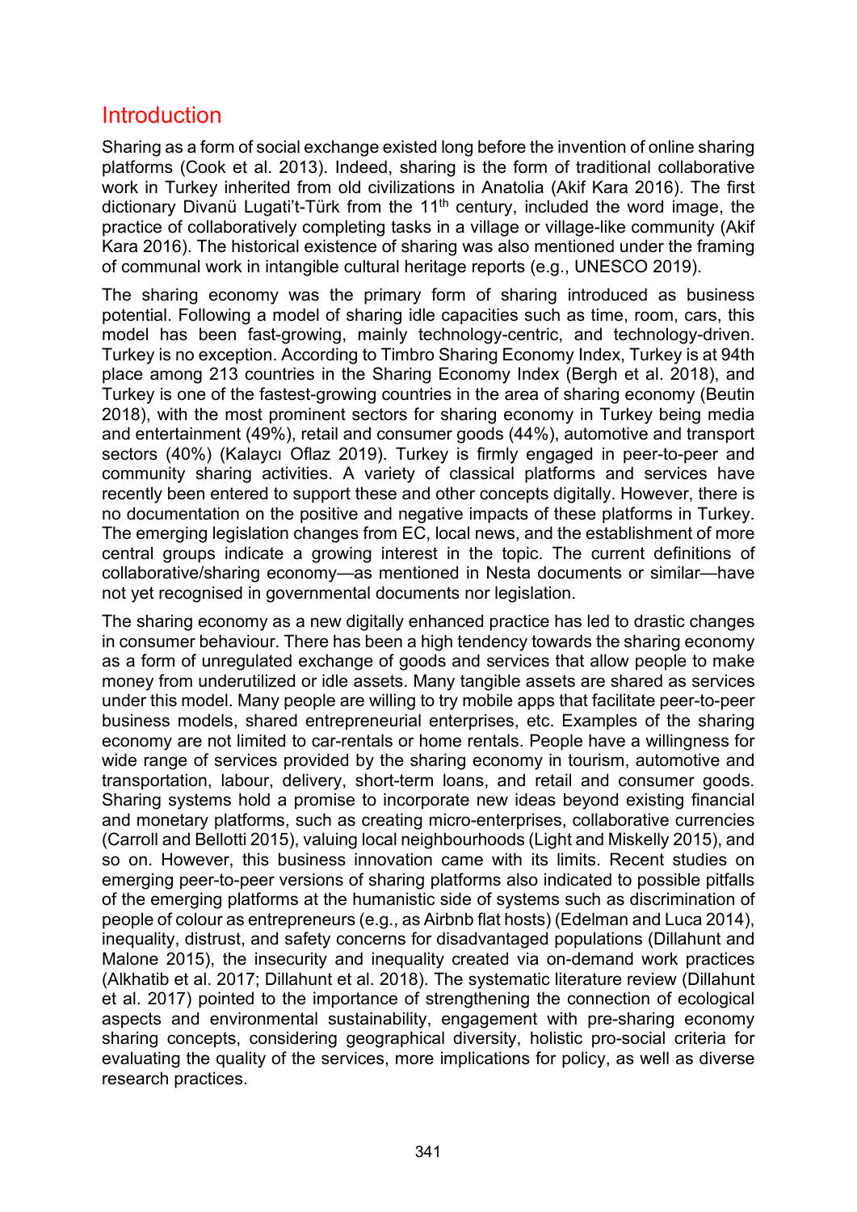## Introduction

Sharing as a form of social exchange existed long before the invention of online sharing platforms (Cook et al. 2013). Indeed, sharing is the form of traditional collaborative work in Turkey inherited from old civilizations in Anatolia (Akif Kara 2016). The first dictionary Divanü Lugati't-Türk from the 11th century, included the word image, the practice of collaboratively completing tasks in a village or village-like community (Akif Kara 2016). The historical existence of sharing was also mentioned under the framing of communal work in intangible cultural heritage reports (e.g., UNESCO 2019).

The sharing economy was the primary form of sharing introduced as business potential. Following a model of sharing idle capacities such as time, room, cars, this model has been fast-growing, mainly technology-centric, and technology-driven. Turkey is no exception. According to Timbro Sharing Economy Index, Turkey is at 94th place among 213 countries in the Sharing Economy Index (Bergh et al. 2018), and Turkey is one of the fastest-growing countries in the area of sharing economy (Beutin 2018), with the most prominent sectors for sharing economy in Turkey being media and entertainment (49%), retail and consumer goods (44%), automotive and transport sectors (40%) (Kalaycı Oflaz 2019). Turkey is firmly engaged in peer-to-peer and community sharing activities. A variety of classical platforms and services have recently been entered to support these and other concepts digitally. However, there is no documentation on the positive and negative impacts of these platforms in Turkey. The emerging legislation changes from EC, local news, and the establishment of more central groups indicate a growing interest in the topic. The current definitions of collaborative/sharing economy—as mentioned in Nesta documents or similar—have not yet recognised in governmental documents nor legislation.

The sharing economy as a new digitally enhanced practice has led to drastic changes in consumer behaviour. There has been a high tendency towards the sharing economy as a form of unregulated exchange of goods and services that allow people to make money from underutilized or idle assets. Many tangible assets are shared as services under this model. Many people are willing to try mobile apps that facilitate peer-to-peer business models, shared entrepreneurial enterprises, etc. Examples of the sharing economy are not limited to car-rentals or home rentals. People have a willingness for wide range of services provided by the sharing economy in tourism, automotive and transportation, labour, delivery, short-term loans, and retail and consumer goods. Sharing systems hold a promise to incorporate new ideas beyond existing financial and monetary platforms, such as creating micro-enterprises, collaborative currencies (Carroll and Bellotti 2015), valuing local neighbourhoods (Light and Miskelly 2015), and so on. However, this business innovation came with its limits. Recent studies on emerging peer-to-peer versions of sharing platforms also indicated to possible pitfalls of the emerging platforms at the humanistic side of systems such as discrimination of people of colour as entrepreneurs (e.g., as Airbnb flat hosts) (Edelman and Luca 2014), inequality, distrust, and safety concerns for disadvantaged populations (Dillahunt and Malone 2015), the insecurity and inequality created via on-demand work practices (Alkhatib et al. 2017; Dillahunt et al. 2018). The systematic literature review (Dillahunt et al. 2017) pointed to the importance of strengthening the connection of ecological aspects and environmental sustainability, engagement with pre-sharing economy sharing concepts, considering geographical diversity, holistic pro-social criteria for evaluating the quality of the services, more implications for policy, as well as diverse research practices.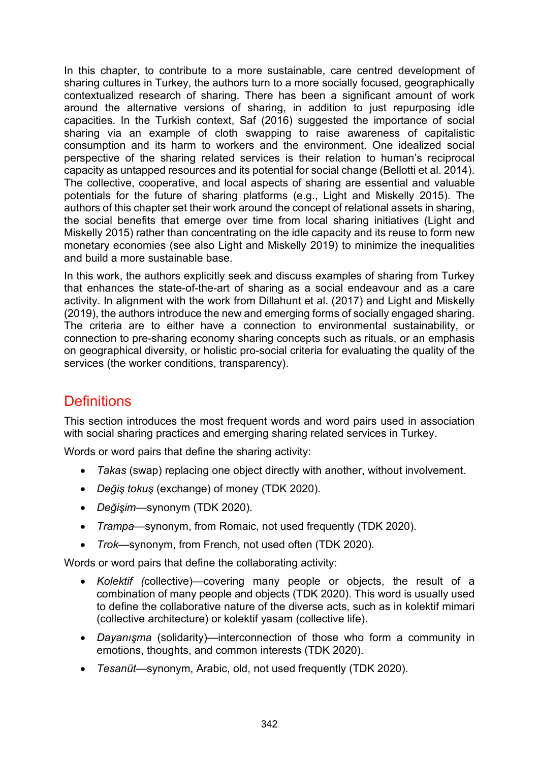In this chapter, to contribute to a more sustainable, care centred development of sharing cultures in Turkey, the authors turn to a more socially focused, geographically contextualized research of sharing. There has been a significant amount of work around the alternative versions of sharing, in addition to just repurposing idle capacities. In the Turkish context, Saf (2016) suggested the importance of social sharing via an example of cloth swapping to raise awareness of capitalistic consumption and its harm to workers and the environment. One idealized social perspective of the sharing related services is their relation to human's reciprocal capacity as untapped resources and its potential for social change (Bellotti et al. 2014). The collective, cooperative, and local aspects of sharing are essential and valuable potentials for the future of sharing platforms (e.g., Light and Miskelly 2015). The authors of this chapter set their work around the concept of relational assets in sharing, the social benefits that emerge over time from local sharing initiatives (Light and Miskelly 2015) rather than concentrating on the idle capacity and its reuse to form new monetary economies (see also Light and Miskelly 2019) to minimize the inequalities and build a more sustainable base.

In this work, the authors explicitly seek and discuss examples of sharing from Turkey that enhances the state-of-the-art of sharing as a social endeavour and as a care activity. In alignment with the work from Dillahunt et al. (2017) and Light and Miskelly (2019), the authors introduce the new and emerging forms of socially engaged sharing. The criteria are to either have a connection to environmental sustainability, or connection to pre-sharing economy sharing concepts such as rituals, or an emphasis on geographical diversity, or holistic pro-social criteria for evaluating the quality of the services (the worker conditions, transparency).

## Definitions

This section introduces the most frequent words and word pairs used in association with social sharing practices and emerging sharing related services in Turkey.

Words or word pairs that define the sharing activity:

- *Takas* (swap) replacing one object directly with another, without involvement.
- *Değiş tokuş* (exchange) of money (TDK 2020).
- *Değişim*—synonym (TDK 2020).
- *Trampa*—synonym, from Romaic, not used frequently (TDK 2020).
- *Trok*—synonym, from French, not used often (TDK 2020).

Words or word pairs that define the collaborating activity:

- *Kolektif* (collective)—covering many people or objects, the result of a combination of many people and objects (TDK 2020). This word is usually used to define the collaborative nature of the diverse acts, such as in kolektif mimari (collective architecture) or kolektif yasam (collective life).
- *Dayanışma* (solidarity)—interconnection of those who form a community in emotions, thoughts, and common interests (TDK 2020).
- *Tesanüt*—synonym, Arabic, old, not used frequently (TDK 2020).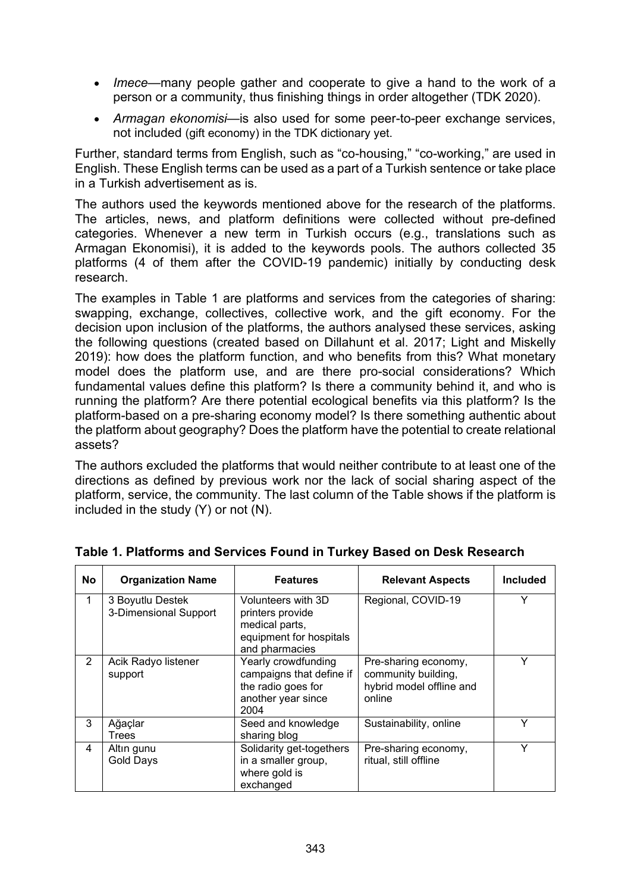- *Imece*—many people gather and cooperate to give a hand to the work of a person or a community, thus finishing things in order altogether (TDK 2020).
- *Armagan ekonomisi*—is also used for some peer-to-peer exchange services, not included (gift economy) in the TDK dictionary yet.

Further, standard terms from English, such as "co-housing," "co-working," are used in English. These English terms can be used as a part of a Turkish sentence or take place in a Turkish advertisement as is.

The authors used the keywords mentioned above for the research of the platforms. The articles, news, and platform definitions were collected without pre-defined categories. Whenever a new term in Turkish occurs (e.g., translations such as Armagan Ekonomisi), it is added to the keywords pools. The authors collected 35 platforms (4 of them after the COVID-19 pandemic) initially by conducting desk research.

The examples in Table 1 are platforms and services from the categories of sharing: swapping, exchange, collectives, collective work, and the gift economy. For the decision upon inclusion of the platforms, the authors analysed these services, asking the following questions (created based on Dillahunt et al. 2017; Light and Miskelly 2019): how does the platform function, and who benefits from this? What monetary model does the platform use, and are there pro-social considerations? Which fundamental values define this platform? Is there a community behind it, and who is running the platform? Are there potential ecological benefits via this platform? Is the platform-based on a pre-sharing economy model? Is there something authentic about the platform about geography? Does the platform have the potential to create relational assets?

The authors excluded the platforms that would neither contribute to at least one of the directions as defined by previous work nor the lack of social sharing aspect of the platform, service, the community. The last column of the Table shows if the platform is included in the study (Y) or not (N).

**Table 1. Platforms and Services Found in Turkey Based on Desk Research**

| No | Organization Name | Features | Relevant Aspects | Included |
|---|---|---|---|---|
| 1 | 3 Boyutlu Destek 3-Dimensional Support | Volunteers with 3D printers provide medical parts, equipment for hospitals and pharmacies | Regional, COVID-19 | Y |
| 2 | Acik Radyo listener support | Yearly crowdfunding campaigns that define if the radio goes for another year since 2004 | Pre-sharing economy, community building, hybrid model offline and online | Y |
| 3 | Ağaçlar Trees | Seed and knowledge sharing blog | Sustainability, online | Y |
| 4 | Altın gunu Gold Days | Solidarity get-togethers in a smaller group, where gold is exchanged | Pre-sharing economy, ritual, still offline | Y |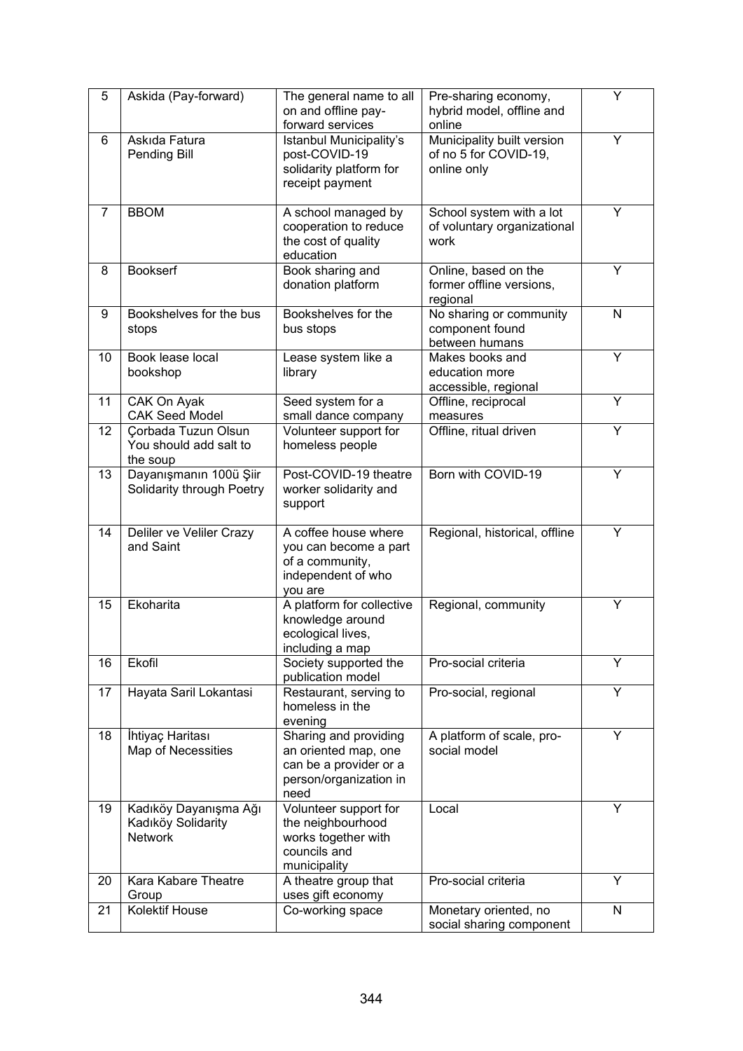| 5 | Askida (Pay-forward) | The general name to all on and offline pay-forward services | Pre-sharing economy, hybrid model, offline and online | Y |
|---|---|---|---|---|
| 6 | Askıda Fatura Pending Bill | Istanbul Municipality's post-COVID-19 solidarity platform for receipt payment | Municipality built version of no 5 for COVID-19, online only | Y |
| 7 | BBOM | A school managed by cooperation to reduce the cost of quality education | School system with a lot of voluntary organizational work | Y |
| 8 | Bookserf | Book sharing and donation platform | Online, based on the former offline versions, regional | Y |
| 9 | Bookshelves for the bus stops | Bookshelves for the bus stops | No sharing or community component found between humans | N |
| 10 | Book lease local bookshop | Lease system like a library | Makes books and education more accessible, regional | Y |
| 11 | CAK On Ayak CAK Seed Model | Seed system for a small dance company | Offline, reciprocal measures | Y |
| 12 | Çorbada Tuzun Olsun You should add salt to the soup | Volunteer support for homeless people | Offline, ritual driven | Y |
| 13 | Dayanışmanın 100ü Şiir Solidarity through Poetry | Post-COVID-19 theatre worker solidarity and support | Born with COVID-19 | Y |
| 14 | Deliler ve Veliler Crazy and Saint | A coffee house where you can become a part of a community, independent of who you are | Regional, historical, offline | Y |
| 15 | Ekoharita | A platform for collective knowledge around ecological lives, including a map | Regional, community | Y |
| 16 | Ekofil | Society supported the publication model | Pro-social criteria | Y |
| 17 | Hayata Saril Lokantasi | Restaurant, serving to homeless in the evening | Pro-social, regional | Y |
| 18 | İhtiyaç Haritası Map of Necessities | Sharing and providing an oriented map, one can be a provider or a person/organization in need | A platform of scale, pro-social model | Y |
| 19 | Kadıköy Dayanışma Ağı Kadıköy Solidarity Network | Volunteer support for the neighbourhood works together with councils and municipality | Local | Y |
| 20 | Kara Kabare Theatre Group | A theatre group that uses gift economy | Pro-social criteria | Y |
| 21 | Kolektif House | Co-working space | Monetary oriented, no social sharing component | N |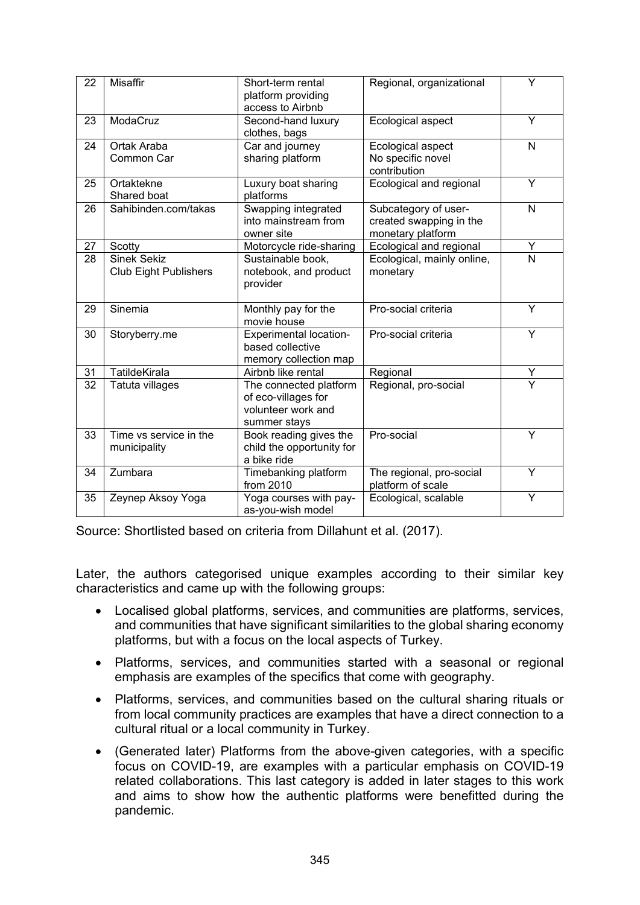| 22 | Misaffir | Short-term rental platform providing access to Airbnb | Regional, organizational | Y |
|---|---|---|---|---|
| 23 | ModaCruz | Second-hand luxury clothes, bags | Ecological aspect | Y |
| 24 | Ortak Araba<br>Common Car | Car and journey sharing platform | Ecological aspect<br>No specific novel contribution | N |
| 25 | Ortaktekne<br>Shared boat | Luxury boat sharing platforms | Ecological and regional | Y |
| 26 | Sahibinden.com/takas | Swapping integrated into mainstream from owner site | Subcategory of user-created swapping in the monetary platform | N |
| 27 | Scotty | Motorcycle ride-sharing | Ecological and regional | Y |
| 28 | Sinek Sekiz<br>Club Eight Publishers | Sustainable book, notebook, and product provider | Ecological, mainly online, monetary | N |
| 29 | Sinemia | Monthly pay for the movie house | Pro-social criteria | Y |
| 30 | Storyberry.me | Experimental location-based collective memory collection map | Pro-social criteria | Y |
| 31 | TatildeKirala | Airbnb like rental | Regional | Y |
| 32 | Tatuta villages | The connected platform of eco-villages for volunteer work and summer stays | Regional, pro-social | Y |
| 33 | Time vs service in the municipality | Book reading gives the child the opportunity for a bike ride | Pro-social | Y |
| 34 | Zumbara | Timebanking platform from 2010 | The regional, pro-social platform of scale | Y |
| 35 | Zeynep Aksoy Yoga | Yoga courses with pay-as-you-wish model | Ecological, scalable | Y |

Source: Shortlisted based on criteria from Dillahunt et al. (2017).

Later, the authors categorised unique examples according to their similar key characteristics and came up with the following groups:

- Localised global platforms, services, and communities are platforms, services, and communities that have significant similarities to the global sharing economy platforms, but with a focus on the local aspects of Turkey.
- Platforms, services, and communities started with a seasonal or regional emphasis are examples of the specifics that come with geography.
- Platforms, services, and communities based on the cultural sharing rituals or from local community practices are examples that have a direct connection to a cultural ritual or a local community in Turkey.
- (Generated later) Platforms from the above-given categories, with a specific focus on COVID-19, are examples with a particular emphasis on COVID-19 related collaborations. This last category is added in later stages to this work and aims to show how the authentic platforms were benefitted during the pandemic.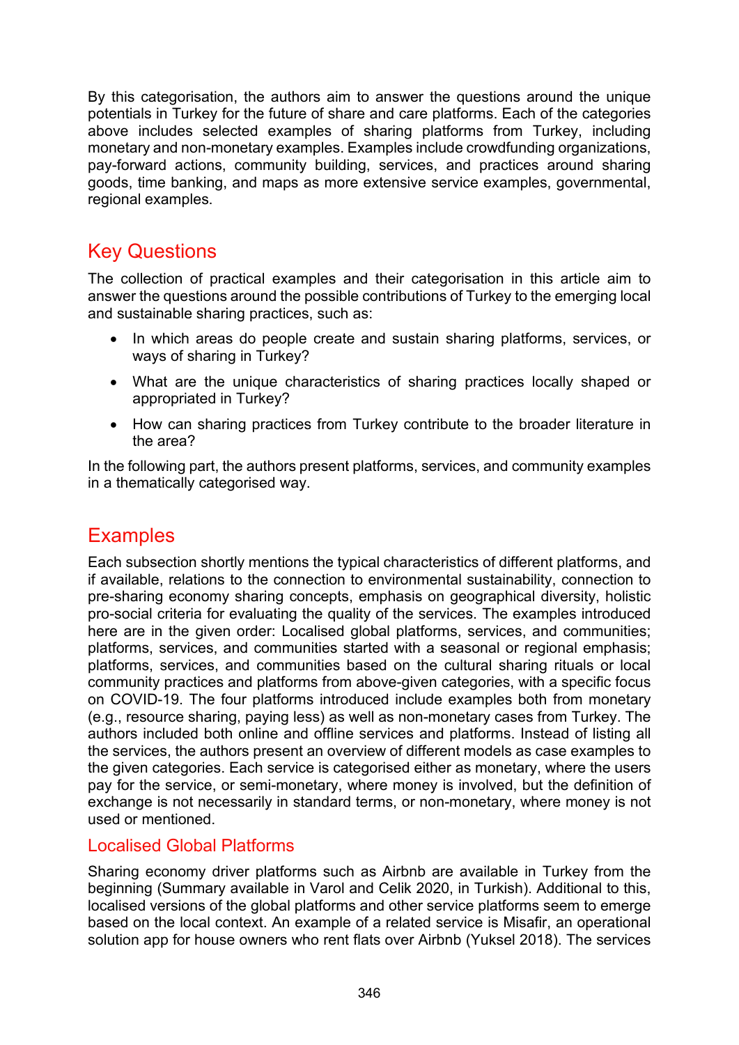By this categorisation, the authors aim to answer the questions around the unique potentials in Turkey for the future of share and care platforms. Each of the categories above includes selected examples of sharing platforms from Turkey, including monetary and non-monetary examples. Examples include crowdfunding organizations, pay-forward actions, community building, services, and practices around sharing goods, time banking, and maps as more extensive service examples, governmental, regional examples.

## Key Questions

The collection of practical examples and their categorisation in this article aim to answer the questions around the possible contributions of Turkey to the emerging local and sustainable sharing practices, such as:

- In which areas do people create and sustain sharing platforms, services, or ways of sharing in Turkey?
- What are the unique characteristics of sharing practices locally shaped or appropriated in Turkey?
- How can sharing practices from Turkey contribute to the broader literature in the area?

In the following part, the authors present platforms, services, and community examples in a thematically categorised way.

## Examples

Each subsection shortly mentions the typical characteristics of different platforms, and if available, relations to the connection to environmental sustainability, connection to pre-sharing economy sharing concepts, emphasis on geographical diversity, holistic pro-social criteria for evaluating the quality of the services. The examples introduced here are in the given order: Localised global platforms, services, and communities; platforms, services, and communities started with a seasonal or regional emphasis; platforms, services, and communities based on the cultural sharing rituals or local community practices and platforms from above-given categories, with a specific focus on COVID-19. The four platforms introduced include examples both from monetary (e.g., resource sharing, paying less) as well as non-monetary cases from Turkey. The authors included both online and offline services and platforms. Instead of listing all the services, the authors present an overview of different models as case examples to the given categories. Each service is categorised either as monetary, where the users pay for the service, or semi-monetary, where money is involved, but the definition of exchange is not necessarily in standard terms, or non-monetary, where money is not used or mentioned.

### Localised Global Platforms

Sharing economy driver platforms such as Airbnb are available in Turkey from the beginning (Summary available in Varol and Celik 2020, in Turkish). Additional to this, localised versions of the global platforms and other service platforms seem to emerge based on the local context. An example of a related service is Misafir, an operational solution app for house owners who rent flats over Airbnb (Yuksel 2018). The services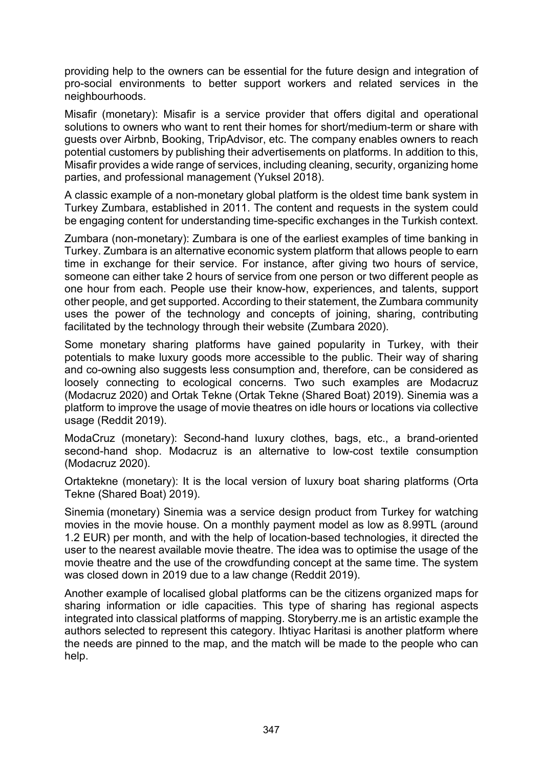providing help to the owners can be essential for the future design and integration of pro-social environments to better support workers and related services in the neighbourhoods.

Misafir (monetary): Misafir is a service provider that offers digital and operational solutions to owners who want to rent their homes for short/medium-term or share with guests over Airbnb, Booking, TripAdvisor, etc. The company enables owners to reach potential customers by publishing their advertisements on platforms. In addition to this, Misafir provides a wide range of services, including cleaning, security, organizing home parties, and professional management (Yuksel 2018).

A classic example of a non-monetary global platform is the oldest time bank system in Turkey Zumbara, established in 2011. The content and requests in the system could be engaging content for understanding time-specific exchanges in the Turkish context.

Zumbara (non-monetary): Zumbara is one of the earliest examples of time banking in Turkey. Zumbara is an alternative economic system platform that allows people to earn time in exchange for their service. For instance, after giving two hours of service, someone can either take 2 hours of service from one person or two different people as one hour from each. People use their know-how, experiences, and talents, support other people, and get supported. According to their statement, the Zumbara community uses the power of the technology and concepts of joining, sharing, contributing facilitated by the technology through their website (Zumbara 2020).

Some monetary sharing platforms have gained popularity in Turkey, with their potentials to make luxury goods more accessible to the public. Their way of sharing and co-owning also suggests less consumption and, therefore, can be considered as loosely connecting to ecological concerns. Two such examples are Modacruz (Modacruz 2020) and Ortak Tekne (Ortak Tekne (Shared Boat) 2019). Sinemia was a platform to improve the usage of movie theatres on idle hours or locations via collective usage (Reddit 2019).

ModaCruz (monetary): Second-hand luxury clothes, bags, etc., a brand-oriented second-hand shop. Modacruz is an alternative to low-cost textile consumption (Modacruz 2020).

Ortaktekne (monetary): It is the local version of luxury boat sharing platforms (Orta Tekne (Shared Boat) 2019).

Sinemia (monetary) Sinemia was a service design product from Turkey for watching movies in the movie house. On a monthly payment model as low as 8.99TL (around 1.2 EUR) per month, and with the help of location-based technologies, it directed the user to the nearest available movie theatre. The idea was to optimise the usage of the movie theatre and the use of the crowdfunding concept at the same time. The system was closed down in 2019 due to a law change (Reddit 2019).

Another example of localised global platforms can be the citizens organized maps for sharing information or idle capacities. This type of sharing has regional aspects integrated into classical platforms of mapping. Storyberry.me is an artistic example the authors selected to represent this category. Ihtiyac Haritasi is another platform where the needs are pinned to the map, and the match will be made to the people who can help.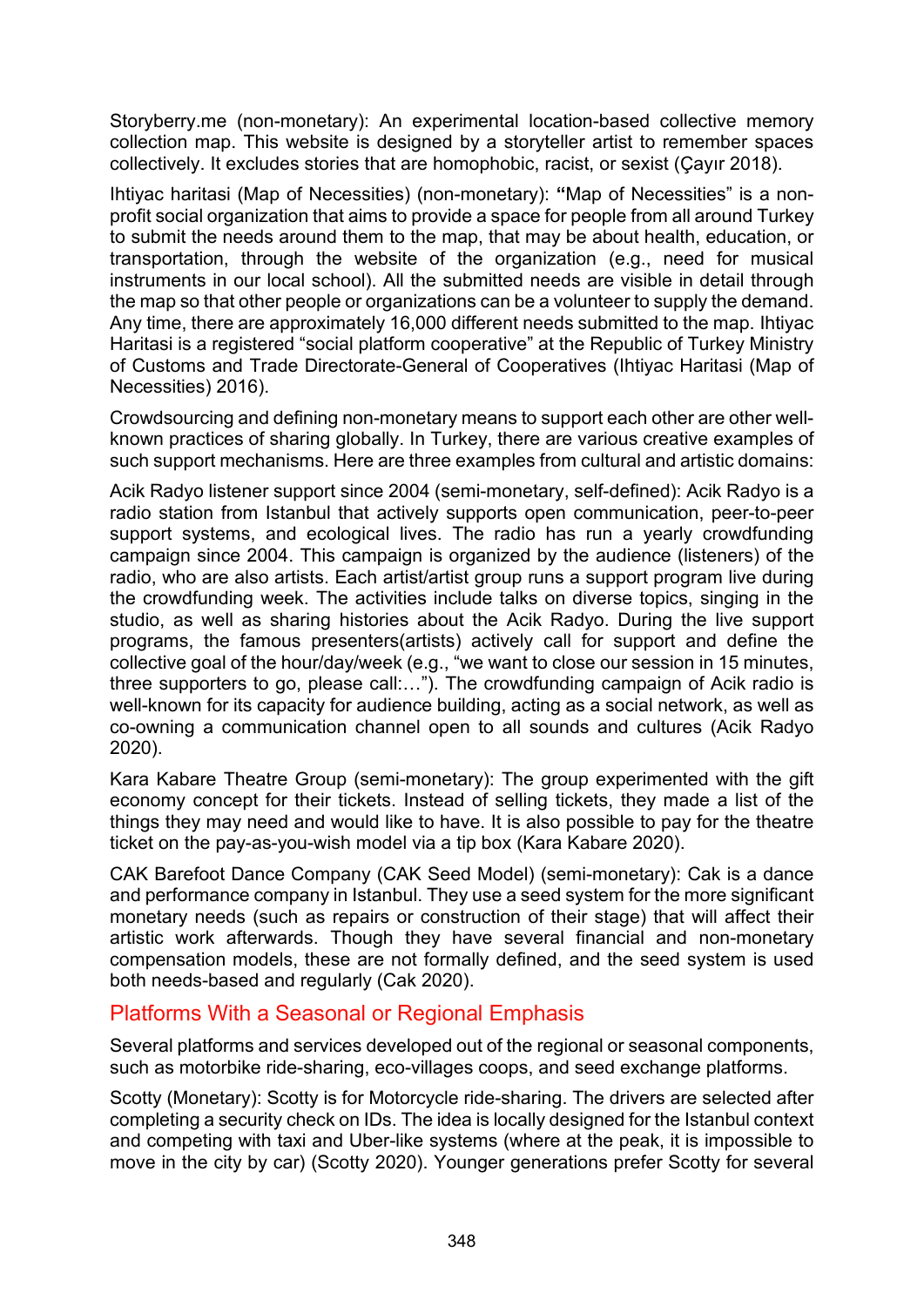Storyberry.me (non-monetary): An experimental location-based collective memory collection map. This website is designed by a storyteller artist to remember spaces collectively. It excludes stories that are homophobic, racist, or sexist (Çayır 2018).

Ihtiyac haritasi (Map of Necessities) (non-monetary): **"**Map of Necessities" is a non-profit social organization that aims to provide a space for people from all around Turkey to submit the needs around them to the map, that may be about health, education, or transportation, through the website of the organization (e.g., need for musical instruments in our local school). All the submitted needs are visible in detail through the map so that other people or organizations can be a volunteer to supply the demand. Any time, there are approximately 16,000 different needs submitted to the map. Ihtiyac Haritasi is a registered "social platform cooperative" at the Republic of Turkey Ministry of Customs and Trade Directorate-General of Cooperatives (Ihtiyac Haritasi (Map of Necessities) 2016).

Crowdsourcing and defining non-monetary means to support each other are other well-known practices of sharing globally. In Turkey, there are various creative examples of such support mechanisms. Here are three examples from cultural and artistic domains:

Acik Radyo listener support since 2004 (semi-monetary, self-defined): Acik Radyo is a radio station from Istanbul that actively supports open communication, peer-to-peer support systems, and ecological lives. The radio has run a yearly crowdfunding campaign since 2004. This campaign is organized by the audience (listeners) of the radio, who are also artists. Each artist/artist group runs a support program live during the crowdfunding week. The activities include talks on diverse topics, singing in the studio, as well as sharing histories about the Acik Radyo. During the live support programs, the famous presenters(artists) actively call for support and define the collective goal of the hour/day/week (e.g., "we want to close our session in 15 minutes, three supporters to go, please call:…"). The crowdfunding campaign of Acik radio is well-known for its capacity for audience building, acting as a social network, as well as co-owning a communication channel open to all sounds and cultures (Acik Radyo 2020).

Kara Kabare Theatre Group (semi-monetary): The group experimented with the gift economy concept for their tickets. Instead of selling tickets, they made a list of the things they may need and would like to have. It is also possible to pay for the theatre ticket on the pay-as-you-wish model via a tip box (Kara Kabare 2020).

CAK Barefoot Dance Company (CAK Seed Model) (semi-monetary): Cak is a dance and performance company in Istanbul. They use a seed system for the more significant monetary needs (such as repairs or construction of their stage) that will affect their artistic work afterwards. Though they have several financial and non-monetary compensation models, these are not formally defined, and the seed system is used both needs-based and regularly (Cak 2020).

## Platforms With a Seasonal or Regional Emphasis

Several platforms and services developed out of the regional or seasonal components, such as motorbike ride-sharing, eco-villages coops, and seed exchange platforms.

Scotty (Monetary): Scotty is for Motorcycle ride-sharing. The drivers are selected after completing a security check on IDs. The idea is locally designed for the Istanbul context and competing with taxi and Uber-like systems (where at the peak, it is impossible to move in the city by car) (Scotty 2020). Younger generations prefer Scotty for several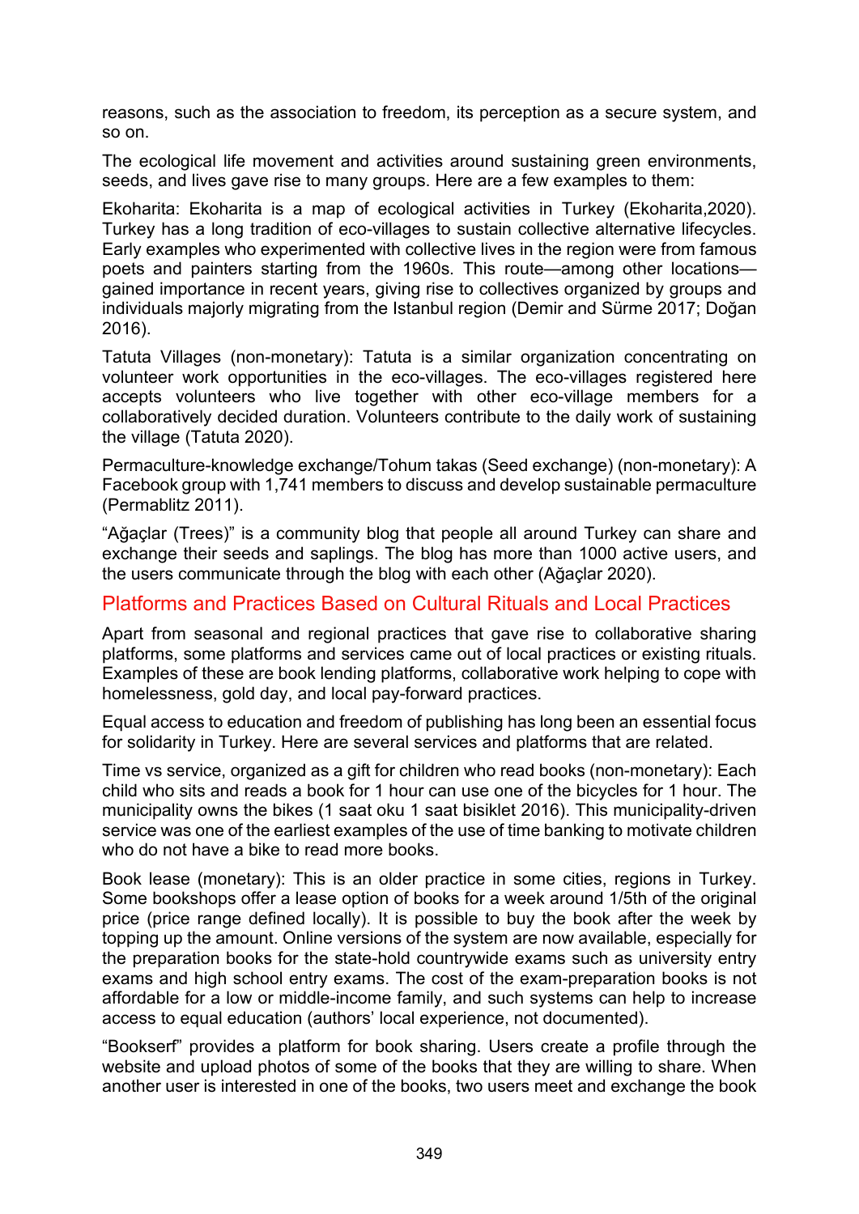reasons, such as the association to freedom, its perception as a secure system, and so on.

The ecological life movement and activities around sustaining green environments, seeds, and lives gave rise to many groups. Here are a few examples to them:

Ekoharita: Ekoharita is a map of ecological activities in Turkey (Ekoharita,2020). Turkey has a long tradition of eco-villages to sustain collective alternative lifecycles. Early examples who experimented with collective lives in the region were from famous poets and painters starting from the 1960s. This route—among other locations—gained importance in recent years, giving rise to collectives organized by groups and individuals majorly migrating from the Istanbul region (Demir and Sürme 2017; Doğan 2016).

Tatuta Villages (non-monetary): Tatuta is a similar organization concentrating on volunteer work opportunities in the eco-villages. The eco-villages registered here accepts volunteers who live together with other eco-village members for a collaboratively decided duration. Volunteers contribute to the daily work of sustaining the village (Tatuta 2020).

Permaculture-knowledge exchange/Tohum takas (Seed exchange) (non-monetary): A Facebook group with 1,741 members to discuss and develop sustainable permaculture (Permablitz 2011).

"Ağaçlar (Trees)" is a community blog that people all around Turkey can share and exchange their seeds and saplings. The blog has more than 1000 active users, and the users communicate through the blog with each other (Ağaçlar 2020).

## Platforms and Practices Based on Cultural Rituals and Local Practices

Apart from seasonal and regional practices that gave rise to collaborative sharing platforms, some platforms and services came out of local practices or existing rituals. Examples of these are book lending platforms, collaborative work helping to cope with homelessness, gold day, and local pay-forward practices.

Equal access to education and freedom of publishing has long been an essential focus for solidarity in Turkey. Here are several services and platforms that are related.

Time vs service, organized as a gift for children who read books (non-monetary): Each child who sits and reads a book for 1 hour can use one of the bicycles for 1 hour. The municipality owns the bikes (1 saat oku 1 saat bisiklet 2016). This municipality-driven service was one of the earliest examples of the use of time banking to motivate children who do not have a bike to read more books.

Book lease (monetary): This is an older practice in some cities, regions in Turkey. Some bookshops offer a lease option of books for a week around 1/5th of the original price (price range defined locally). It is possible to buy the book after the week by topping up the amount. Online versions of the system are now available, especially for the preparation books for the state-hold countrywide exams such as university entry exams and high school entry exams. The cost of the exam-preparation books is not affordable for a low or middle-income family, and such systems can help to increase access to equal education (authors' local experience, not documented).

"Bookserf" provides a platform for book sharing. Users create a profile through the website and upload photos of some of the books that they are willing to share. When another user is interested in one of the books, two users meet and exchange the book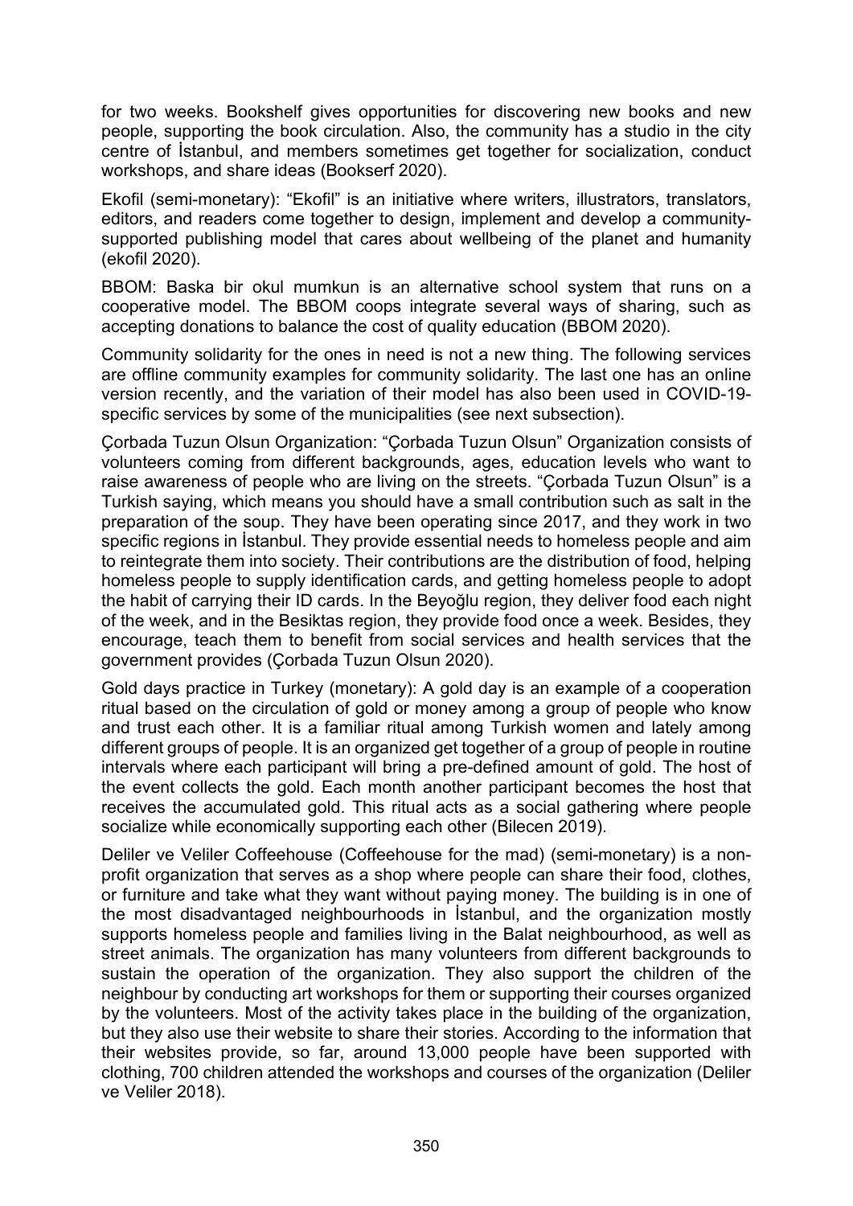for two weeks. Bookshelf gives opportunities for discovering new books and new people, supporting the book circulation. Also, the community has a studio in the city centre of İstanbul, and members sometimes get together for socialization, conduct workshops, and share ideas (Bookserf 2020).

Ekofil (semi-monetary): "Ekofil" is an initiative where writers, illustrators, translators, editors, and readers come together to design, implement and develop a community-supported publishing model that cares about wellbeing of the planet and humanity (ekofil 2020).

BBOM: Baska bir okul mumkun is an alternative school system that runs on a cooperative model. The BBOM coops integrate several ways of sharing, such as accepting donations to balance the cost of quality education (BBOM 2020).

Community solidarity for the ones in need is not a new thing. The following services are offline community examples for community solidarity. The last one has an online version recently, and the variation of their model has also been used in COVID-19-specific services by some of the municipalities (see next subsection).

Çorbada Tuzun Olsun Organization: "Çorbada Tuzun Olsun" Organization consists of volunteers coming from different backgrounds, ages, education levels who want to raise awareness of people who are living on the streets. "Çorbada Tuzun Olsun" is a Turkish saying, which means you should have a small contribution such as salt in the preparation of the soup. They have been operating since 2017, and they work in two specific regions in İstanbul. They provide essential needs to homeless people and aim to reintegrate them into society. Their contributions are the distribution of food, helping homeless people to supply identification cards, and getting homeless people to adopt the habit of carrying their ID cards. In the Beyoğlu region, they deliver food each night of the week, and in the Besiktas region, they provide food once a week. Besides, they encourage, teach them to benefit from social services and health services that the government provides (Çorbada Tuzun Olsun 2020).

Gold days practice in Turkey (monetary): A gold day is an example of a cooperation ritual based on the circulation of gold or money among a group of people who know and trust each other. It is a familiar ritual among Turkish women and lately among different groups of people. It is an organized get together of a group of people in routine intervals where each participant will bring a pre-defined amount of gold. The host of the event collects the gold. Each month another participant becomes the host that receives the accumulated gold. This ritual acts as a social gathering where people socialize while economically supporting each other (Bilecen 2019).

Deliler ve Veliler Coffeehouse (Coffeehouse for the mad) (semi-monetary) is a non-profit organization that serves as a shop where people can share their food, clothes, or furniture and take what they want without paying money. The building is in one of the most disadvantaged neighbourhoods in İstanbul, and the organization mostly supports homeless people and families living in the Balat neighbourhood, as well as street animals. The organization has many volunteers from different backgrounds to sustain the operation of the organization. They also support the children of the neighbour by conducting art workshops for them or supporting their courses organized by the volunteers. Most of the activity takes place in the building of the organization, but they also use their website to share their stories. According to the information that their websites provide, so far, around 13,000 people have been supported with clothing, 700 children attended the workshops and courses of the organization (Deliler ve Veliler 2018).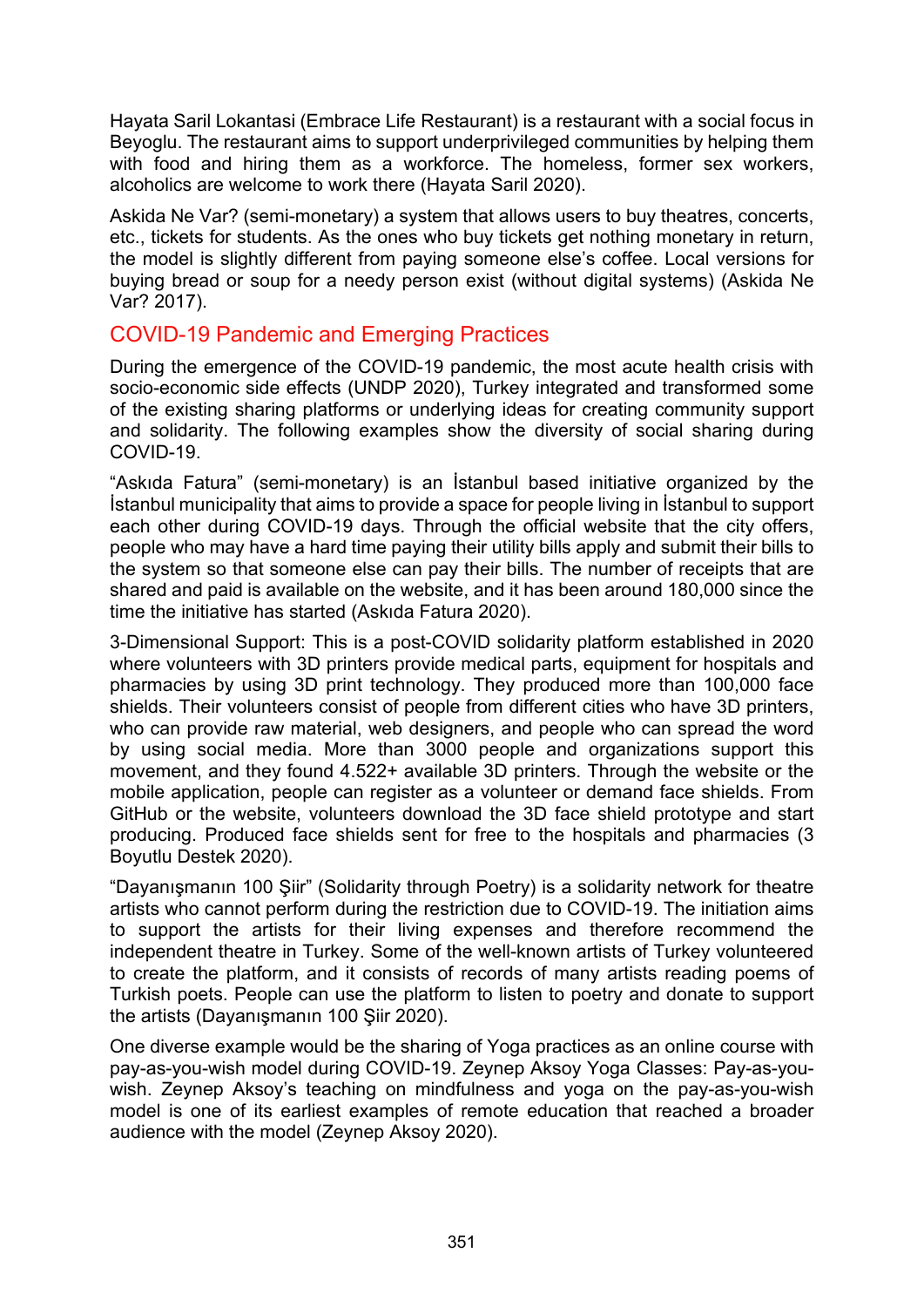Hayata Saril Lokantasi (Embrace Life Restaurant) is a restaurant with a social focus in Beyoglu. The restaurant aims to support underprivileged communities by helping them with food and hiring them as a workforce. The homeless, former sex workers, alcoholics are welcome to work there (Hayata Saril 2020).

Askida Ne Var? (semi-monetary) a system that allows users to buy theatres, concerts, etc., tickets for students. As the ones who buy tickets get nothing monetary in return, the model is slightly different from paying someone else's coffee. Local versions for buying bread or soup for a needy person exist (without digital systems) (Askida Ne Var? 2017).

## COVID-19 Pandemic and Emerging Practices

During the emergence of the COVID-19 pandemic, the most acute health crisis with socio-economic side effects (UNDP 2020), Turkey integrated and transformed some of the existing sharing platforms or underlying ideas for creating community support and solidarity. The following examples show the diversity of social sharing during COVID-19.

"Askıda Fatura" (semi-monetary) is an İstanbul based initiative organized by the İstanbul municipality that aims to provide a space for people living in İstanbul to support each other during COVID-19 days. Through the official website that the city offers, people who may have a hard time paying their utility bills apply and submit their bills to the system so that someone else can pay their bills. The number of receipts that are shared and paid is available on the website, and it has been around 180,000 since the time the initiative has started (Askıda Fatura 2020).

3-Dimensional Support: This is a post-COVID solidarity platform established in 2020 where volunteers with 3D printers provide medical parts, equipment for hospitals and pharmacies by using 3D print technology. They produced more than 100,000 face shields. Their volunteers consist of people from different cities who have 3D printers, who can provide raw material, web designers, and people who can spread the word by using social media. More than 3000 people and organizations support this movement, and they found 4.522+ available 3D printers. Through the website or the mobile application, people can register as a volunteer or demand face shields. From GitHub or the website, volunteers download the 3D face shield prototype and start producing. Produced face shields sent for free to the hospitals and pharmacies (3 Boyutlu Destek 2020).

"Dayanışmanın 100 Şiir" (Solidarity through Poetry) is a solidarity network for theatre artists who cannot perform during the restriction due to COVID-19. The initiation aims to support the artists for their living expenses and therefore recommend the independent theatre in Turkey. Some of the well-known artists of Turkey volunteered to create the platform, and it consists of records of many artists reading poems of Turkish poets. People can use the platform to listen to poetry and donate to support the artists (Dayanışmanın 100 Şiir 2020).

One diverse example would be the sharing of Yoga practices as an online course with pay-as-you-wish model during COVID-19. Zeynep Aksoy Yoga Classes: Pay-as-you-wish. Zeynep Aksoy's teaching on mindfulness and yoga on the pay-as-you-wish model is one of its earliest examples of remote education that reached a broader audience with the model (Zeynep Aksoy 2020).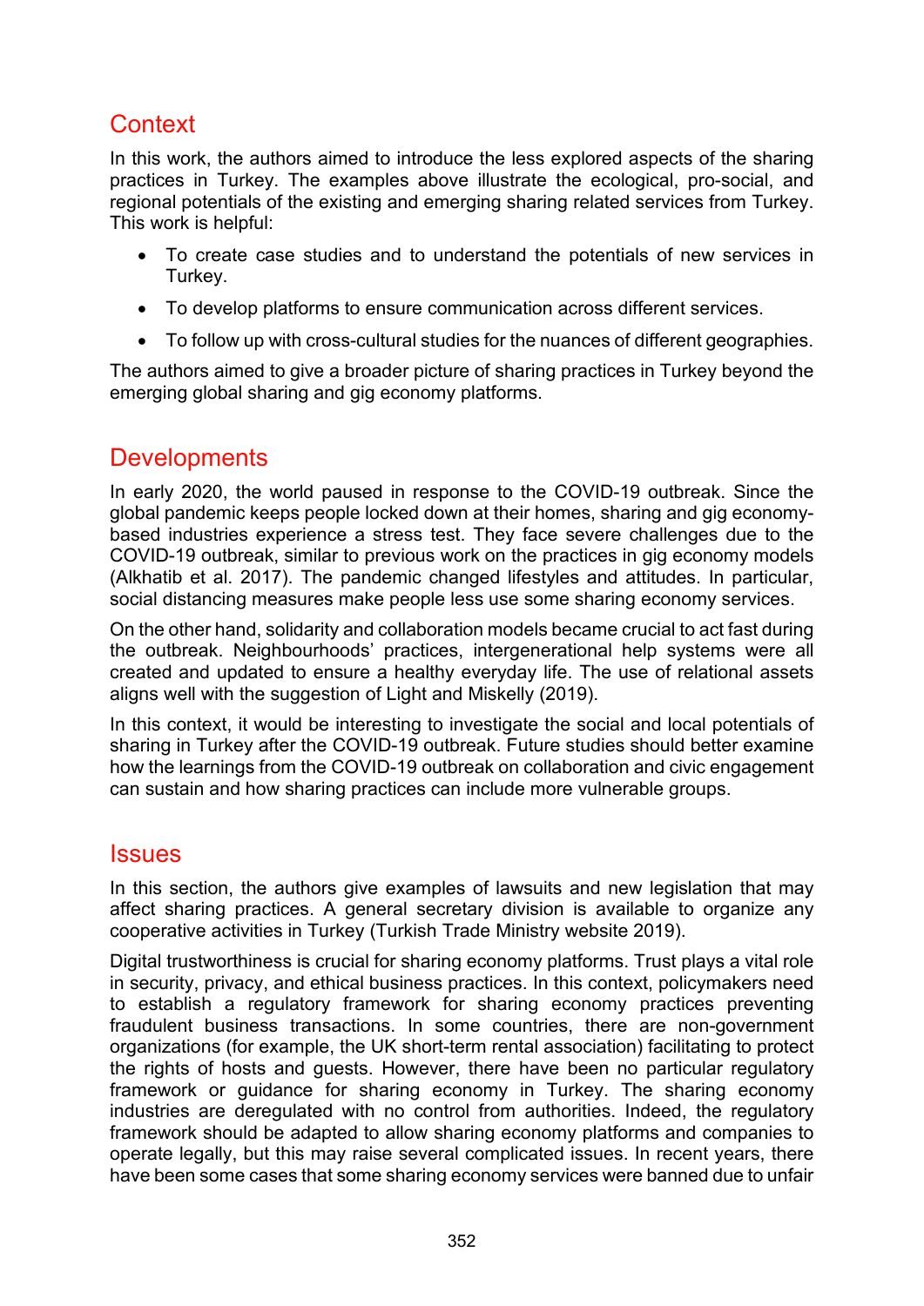## Context

In this work, the authors aimed to introduce the less explored aspects of the sharing practices in Turkey. The examples above illustrate the ecological, pro-social, and regional potentials of the existing and emerging sharing related services from Turkey. This work is helpful:

- To create case studies and to understand the potentials of new services in Turkey.
- To develop platforms to ensure communication across different services.
- To follow up with cross-cultural studies for the nuances of different geographies.

The authors aimed to give a broader picture of sharing practices in Turkey beyond the emerging global sharing and gig economy platforms.

## Developments

In early 2020, the world paused in response to the COVID-19 outbreak. Since the global pandemic keeps people locked down at their homes, sharing and gig economy-based industries experience a stress test. They face severe challenges due to the COVID-19 outbreak, similar to previous work on the practices in gig economy models (Alkhatib et al. 2017). The pandemic changed lifestyles and attitudes. In particular, social distancing measures make people less use some sharing economy services.

On the other hand, solidarity and collaboration models became crucial to act fast during the outbreak. Neighbourhoods' practices, intergenerational help systems were all created and updated to ensure a healthy everyday life. The use of relational assets aligns well with the suggestion of Light and Miskelly (2019).

In this context, it would be interesting to investigate the social and local potentials of sharing in Turkey after the COVID-19 outbreak. Future studies should better examine how the learnings from the COVID-19 outbreak on collaboration and civic engagement can sustain and how sharing practices can include more vulnerable groups.

## Issues

In this section, the authors give examples of lawsuits and new legislation that may affect sharing practices. A general secretary division is available to organize any cooperative activities in Turkey (Turkish Trade Ministry website 2019).

Digital trustworthiness is crucial for sharing economy platforms. Trust plays a vital role in security, privacy, and ethical business practices. In this context, policymakers need to establish a regulatory framework for sharing economy practices preventing fraudulent business transactions. In some countries, there are non-government organizations (for example, the UK short-term rental association) facilitating to protect the rights of hosts and guests. However, there have been no particular regulatory framework or guidance for sharing economy in Turkey. The sharing economy industries are deregulated with no control from authorities. Indeed, the regulatory framework should be adapted to allow sharing economy platforms and companies to operate legally, but this may raise several complicated issues. In recent years, there have been some cases that some sharing economy services were banned due to unfair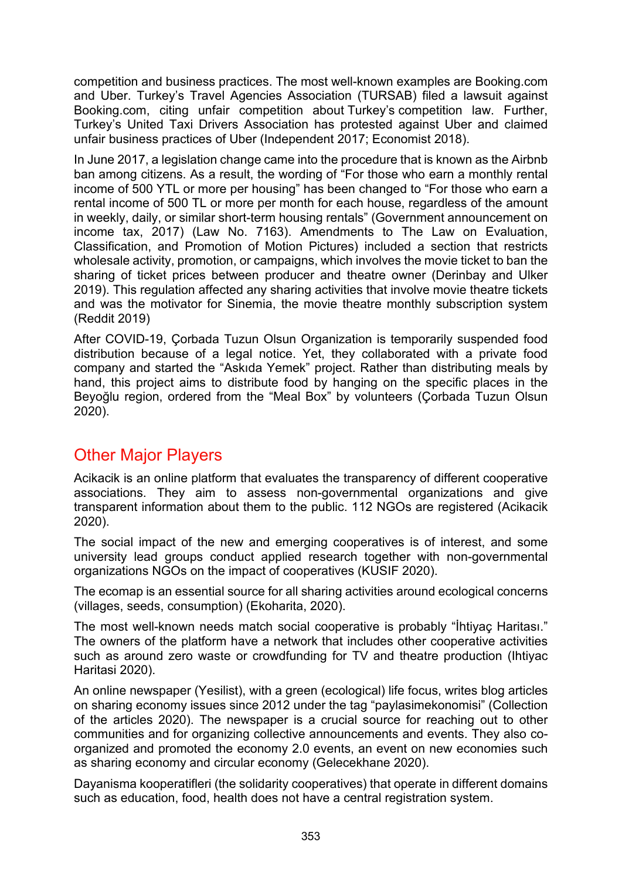competition and business practices. The most well-known examples are Booking.com and Uber. Turkey's Travel Agencies Association (TURSAB) filed a lawsuit against Booking.com, citing unfair competition about Turkey's competition law. Further, Turkey's United Taxi Drivers Association has protested against Uber and claimed unfair business practices of Uber (Independent 2017; Economist 2018).

In June 2017, a legislation change came into the procedure that is known as the Airbnb ban among citizens. As a result, the wording of "For those who earn a monthly rental income of 500 YTL or more per housing" has been changed to "For those who earn a rental income of 500 TL or more per month for each house, regardless of the amount in weekly, daily, or similar short-term housing rentals" (Government announcement on income tax, 2017) (Law No. 7163). Amendments to The Law on Evaluation, Classification, and Promotion of Motion Pictures) included a section that restricts wholesale activity, promotion, or campaigns, which involves the movie ticket to ban the sharing of ticket prices between producer and theatre owner (Derinbay and Ulker 2019). This regulation affected any sharing activities that involve movie theatre tickets and was the motivator for Sinemia, the movie theatre monthly subscription system (Reddit 2019)

After COVID-19, Çorbada Tuzun Olsun Organization is temporarily suspended food distribution because of a legal notice. Yet, they collaborated with a private food company and started the "Askıda Yemek" project. Rather than distributing meals by hand, this project aims to distribute food by hanging on the specific places in the Beyoğlu region, ordered from the "Meal Box" by volunteers (Çorbada Tuzun Olsun 2020).

## Other Major Players

Acikacik is an online platform that evaluates the transparency of different cooperative associations. They aim to assess non-governmental organizations and give transparent information about them to the public. 112 NGOs are registered (Acikacik 2020).

The social impact of the new and emerging cooperatives is of interest, and some university lead groups conduct applied research together with non-governmental organizations NGOs on the impact of cooperatives (KUSIF 2020).

The ecomap is an essential source for all sharing activities around ecological concerns (villages, seeds, consumption) (Ekoharita, 2020).

The most well-known needs match social cooperative is probably "İhtiyaç Haritası." The owners of the platform have a network that includes other cooperative activities such as around zero waste or crowdfunding for TV and theatre production (Ihtiyac Haritasi 2020).

An online newspaper (Yesilist), with a green (ecological) life focus, writes blog articles on sharing economy issues since 2012 under the tag "paylasimekonomisi" (Collection of the articles 2020). The newspaper is a crucial source for reaching out to other communities and for organizing collective announcements and events. They also co-organized and promoted the economy 2.0 events, an event on new economies such as sharing economy and circular economy (Gelecekhane 2020).

Dayanisma kooperatifleri (the solidarity cooperatives) that operate in different domains such as education, food, health does not have a central registration system.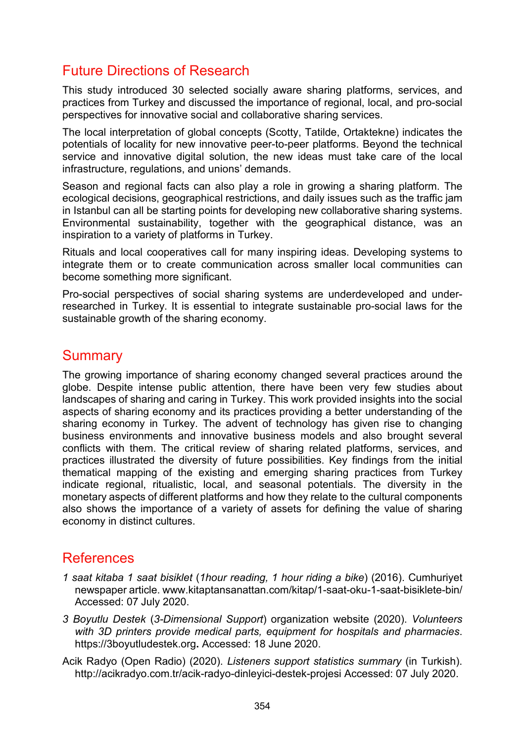## Future Directions of Research

This study introduced 30 selected socially aware sharing platforms, services, and practices from Turkey and discussed the importance of regional, local, and pro-social perspectives for innovative social and collaborative sharing services.

The local interpretation of global concepts (Scotty, Tatilde, Ortaktekne) indicates the potentials of locality for new innovative peer-to-peer platforms. Beyond the technical service and innovative digital solution, the new ideas must take care of the local infrastructure, regulations, and unions' demands.

Season and regional facts can also play a role in growing a sharing platform. The ecological decisions, geographical restrictions, and daily issues such as the traffic jam in Istanbul can all be starting points for developing new collaborative sharing systems. Environmental sustainability, together with the geographical distance, was an inspiration to a variety of platforms in Turkey.

Rituals and local cooperatives call for many inspiring ideas. Developing systems to integrate them or to create communication across smaller local communities can become something more significant.

Pro-social perspectives of social sharing systems are underdeveloped and under-researched in Turkey. It is essential to integrate sustainable pro-social laws for the sustainable growth of the sharing economy.

## Summary

The growing importance of sharing economy changed several practices around the globe. Despite intense public attention, there have been very few studies about landscapes of sharing and caring in Turkey. This work provided insights into the social aspects of sharing economy and its practices providing a better understanding of the sharing economy in Turkey. The advent of technology has given rise to changing business environments and innovative business models and also brought several conflicts with them. The critical review of sharing related platforms, services, and practices illustrated the diversity of future possibilities. Key findings from the initial thematical mapping of the existing and emerging sharing practices from Turkey indicate regional, ritualistic, local, and seasonal potentials. The diversity in the monetary aspects of different platforms and how they relate to the cultural components also shows the importance of a variety of assets for defining the value of sharing economy in distinct cultures.

## References

*1 saat kitaba 1 saat bisiklet* (*1hour reading, 1 hour riding a bike*) (2016). Cumhuriyet newspaper article. www.kitaptansanattan.com/kitap/1-saat-oku-1-saat-bisiklete-bin/ Accessed: 07 July 2020.

*3 Boyutlu Destek* (*3-Dimensional Support*) organization website (2020). *Volunteers with 3D printers provide medical parts, equipment for hospitals and pharmacies*. https://3boyutludestek.org**.** Accessed: 18 June 2020.

Acik Radyo (Open Radio) (2020). *Listeners support statistics summary* (in Turkish). http://acikradyo.com.tr/acik-radyo-dinleyici-destek-projesi Accessed: 07 July 2020.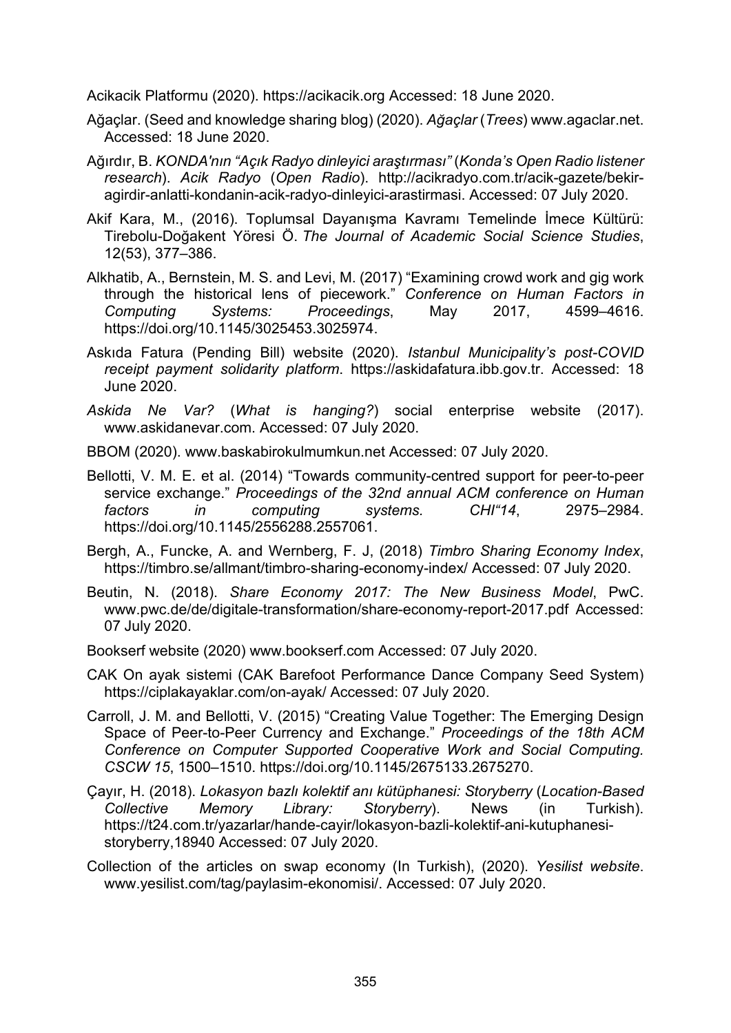Acikacik Platformu (2020). https://acikacik.org Accessed: 18 June 2020.

Ağaçlar. (Seed and knowledge sharing blog) (2020). *Ağaçlar* (*Trees*) www.agaclar.net. Accessed: 18 June 2020.

Ağırdır, B. *KONDA'nın "Açık Radyo dinleyici araştırması"* (*Konda's Open Radio listener research*). *Acik Radyo* (*Open Radio*). http://acikradyo.com.tr/acik-gazete/bekir-agirdir-anlatti-kondanin-acik-radyo-dinleyici-arastirmasi. Accessed: 07 July 2020.

Akif Kara, M., (2016). Toplumsal Dayanışma Kavramı Temelinde İmece Kültürü: Tirebolu-Doğakent Yöresi Ö. *The Journal of Academic Social Science Studies*, 12(53), 377–386.

Alkhatib, A., Bernstein, M. S. and Levi, M. (2017) "Examining crowd work and gig work through the historical lens of piecework." *Conference on Human Factors in Computing Systems: Proceedings*, May 2017, 4599–4616. https://doi.org/10.1145/3025453.3025974.

Askıda Fatura (Pending Bill) website (2020). *Istanbul Municipality's post-COVID receipt payment solidarity platform*. https://askidafatura.ibb.gov.tr. Accessed: 18 June 2020.

*Askida Ne Var?* (*What is hanging?*) social enterprise website (2017). www.askidanevar.com. Accessed: 07 July 2020.

BBOM (2020). www.baskabirokulmumkun.net Accessed: 07 July 2020.

Bellotti, V. M. E. et al. (2014) "Towards community-centred support for peer-to-peer service exchange." *Proceedings of the 32nd annual ACM conference on Human factors in computing systems. CHI"14*, 2975–2984. https://doi.org/10.1145/2556288.2557061.

Bergh, A., Funcke, A. and Wernberg, F. J, (2018) *Timbro Sharing Economy Index*, https://timbro.se/allmant/timbro-sharing-economy-index/ Accessed: 07 July 2020.

Beutin, N. (2018). *Share Economy 2017: The New Business Model*, PwC. www.pwc.de/de/digitale-transformation/share-economy-report-2017.pdf Accessed: 07 July 2020.

Bookserf website (2020) www.bookserf.com Accessed: 07 July 2020.

CAK On ayak sistemi (CAK Barefoot Performance Dance Company Seed System) https://ciplakayaklar.com/on-ayak/ Accessed: 07 July 2020.

Carroll, J. M. and Bellotti, V. (2015) "Creating Value Together: The Emerging Design Space of Peer-to-Peer Currency and Exchange." *Proceedings of the 18th ACM Conference on Computer Supported Cooperative Work and Social Computing. CSCW 15*, 1500–1510. https://doi.org/10.1145/2675133.2675270.

Çayır, H. (2018). *Lokasyon bazlı kolektif anı kütüphanesi: Storyberry* (*Location-Based Collective Memory Library: Storyberry*). News (in Turkish). https://t24.com.tr/yazarlar/hande-cayir/lokasyon-bazli-kolektif-ani-kutuphanesi-storyberry,18940 Accessed: 07 July 2020.

Collection of the articles on swap economy (In Turkish), (2020). *Yesilist website*. www.yesilist.com/tag/paylasim-ekonomisi/. Accessed: 07 July 2020.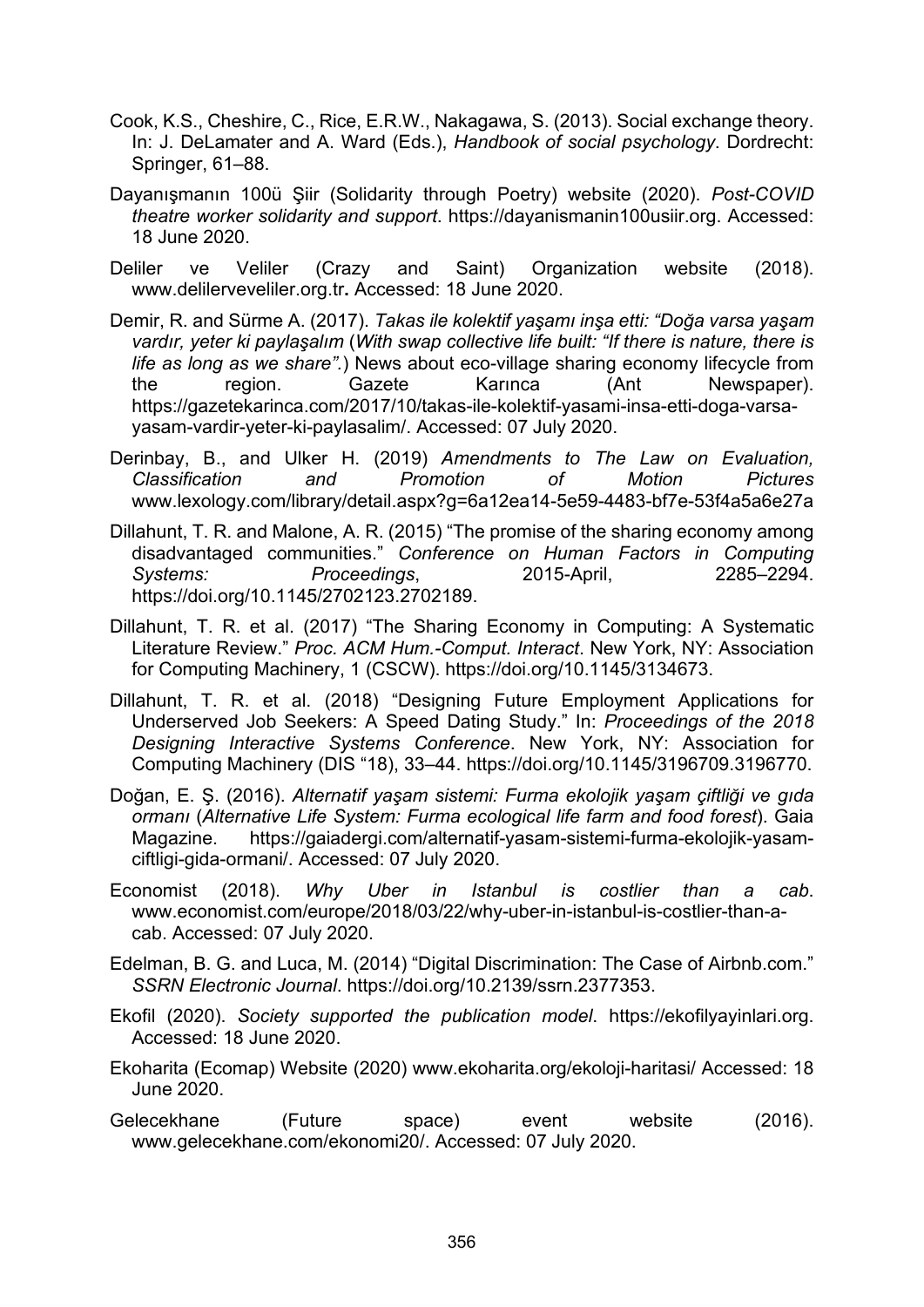Cook, K.S., Cheshire, C., Rice, E.R.W., Nakagawa, S. (2013). Social exchange theory. In: J. DeLamater and A. Ward (Eds.), *Handbook of social psychology*. Dordrecht: Springer, 61–88.

Dayanışmanın 100ü Şiir (Solidarity through Poetry) website (2020). *Post-COVID theatre worker solidarity and support*. https://dayanismanin100usiir.org. Accessed: 18 June 2020.

Deliler ve Veliler (Crazy and Saint) Organization website (2018). www.delilerveveliler.org.tr**.** Accessed: 18 June 2020.

Demir, R. and Sürme A. (2017). *Takas ile kolektif yaşamı inşa etti: "Doğa varsa yaşam vardır, yeter ki paylaşalım* (*With swap collective life built: "If there is nature, there is life as long as we share".*) News about eco-village sharing economy lifecycle from the region. Gazete Karınca (Ant Newspaper). https://gazetekarinca.com/2017/10/takas-ile-kolektif-yasami-insa-etti-doga-varsa-yasam-vardir-yeter-ki-paylasalim/. Accessed: 07 July 2020.

Derinbay, B., and Ulker H. (2019) *Amendments to The Law on Evaluation, Classification and Promotion of Motion Pictures* www.lexology.com/library/detail.aspx?g=6a12ea14-5e59-4483-bf7e-53f4a5a6e27a

Dillahunt, T. R. and Malone, A. R. (2015) "The promise of the sharing economy among disadvantaged communities." *Conference on Human Factors in Computing Systems: Proceedings*, 2015-April, 2285–2294. https://doi.org/10.1145/2702123.2702189.

Dillahunt, T. R. et al. (2017) "The Sharing Economy in Computing: A Systematic Literature Review." *Proc. ACM Hum.-Comput. Interact*. New York, NY: Association for Computing Machinery, 1 (CSCW). https://doi.org/10.1145/3134673.

Dillahunt, T. R. et al. (2018) "Designing Future Employment Applications for Underserved Job Seekers: A Speed Dating Study." In: *Proceedings of the 2018 Designing Interactive Systems Conference*. New York, NY: Association for Computing Machinery (DIS "18), 33–44. https://doi.org/10.1145/3196709.3196770.

Doğan, E. Ş. (2016). *Alternatif yaşam sistemi: Furma ekolojik yaşam çiftliği ve gıda ormanı* (*Alternative Life System: Furma ecological life farm and food forest*). Gaia Magazine. https://gaiadergi.com/alternatif-yasam-sistemi-furma-ekolojik-yasam-ciftligi-gida-ormani/. Accessed: 07 July 2020.

Economist (2018). *Why Uber in Istanbul is costlier than a cab*. www.economist.com/europe/2018/03/22/why-uber-in-istanbul-is-costlier-than-a-cab. Accessed: 07 July 2020.

Edelman, B. G. and Luca, M. (2014) "Digital Discrimination: The Case of Airbnb.com." *SSRN Electronic Journal*. https://doi.org/10.2139/ssrn.2377353.

Ekofil (2020). *Society supported the publication model*. https://ekofilyayinlari.org. Accessed: 18 June 2020.

Ekoharita (Ecomap) Website (2020) www.ekoharita.org/ekoloji-haritasi/ Accessed: 18 June 2020.

Gelecekhane (Future space) event website (2016). www.gelecekhane.com/ekonomi20/. Accessed: 07 July 2020.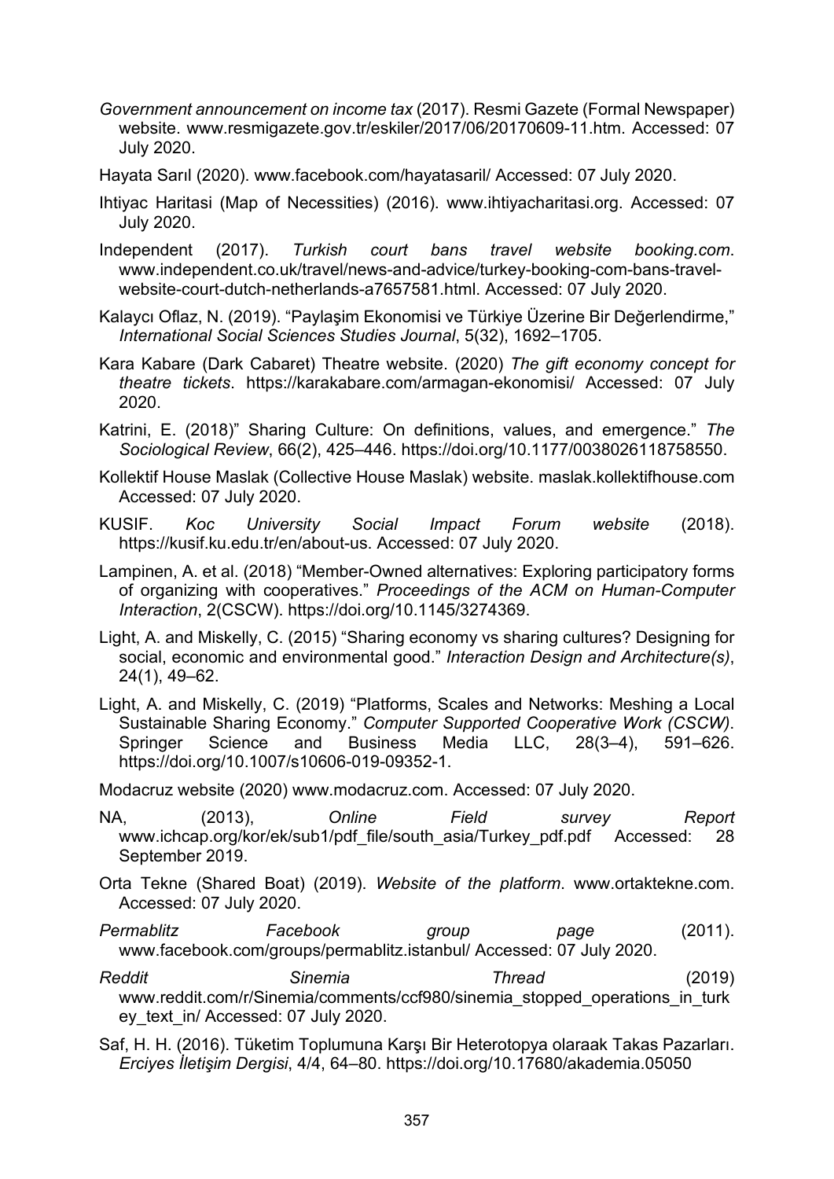*Government announcement on income tax* (2017). Resmi Gazete (Formal Newspaper) website. www.resmigazete.gov.tr/eskiler/2017/06/20170609-11.htm. Accessed: 07 July 2020.

Hayata Sarıl (2020). www.facebook.com/hayatasaril/ Accessed: 07 July 2020.

Ihtiyac Haritasi (Map of Necessities) (2016). www.ihtiyacharitasi.org. Accessed: 07 July 2020.

Independent (2017). *Turkish court bans travel website booking.com*. www.independent.co.uk/travel/news-and-advice/turkey-booking-com-bans-travel-website-court-dutch-netherlands-a7657581.html. Accessed: 07 July 2020.

Kalaycı Oflaz, N. (2019). "Paylaşim Ekonomisi ve Türkiye Üzerine Bir Değerlendirme," *International Social Sciences Studies Journal*, 5(32), 1692–1705.

Kara Kabare (Dark Cabaret) Theatre website. (2020) *The gift economy concept for theatre tickets*. https://karakabare.com/armagan-ekonomisi/ Accessed: 07 July 2020.

Katrini, E. (2018)" Sharing Culture: On definitions, values, and emergence." *The Sociological Review*, 66(2), 425–446. https://doi.org/10.1177/0038026118758550.

Kollektif House Maslak (Collective House Maslak) website. maslak.kollektifhouse.com Accessed: 07 July 2020.

KUSIF. *Koc University Social Impact Forum website* (2018). https://kusif.ku.edu.tr/en/about-us. Accessed: 07 July 2020.

Lampinen, A. et al. (2018) "Member-Owned alternatives: Exploring participatory forms of organizing with cooperatives." *Proceedings of the ACM on Human-Computer Interaction*, 2(CSCW). https://doi.org/10.1145/3274369.

Light, A. and Miskelly, C. (2015) "Sharing economy vs sharing cultures? Designing for social, economic and environmental good." *Interaction Design and Architecture(s)*, 24(1), 49–62.

Light, A. and Miskelly, C. (2019) "Platforms, Scales and Networks: Meshing a Local Sustainable Sharing Economy." *Computer Supported Cooperative Work (CSCW)*. Springer Science and Business Media LLC, 28(3–4), 591–626. https://doi.org/10.1007/s10606-019-09352-1.

Modacruz website (2020) www.modacruz.com. Accessed: 07 July 2020.

NA, (2013), *Online Field survey Report* www.ichcap.org/kor/ek/sub1/pdf_file/south_asia/Turkey_pdf.pdf Accessed: 28 September 2019.

Orta Tekne (Shared Boat) (2019). *Website of the platform*. www.ortaktekne.com. Accessed: 07 July 2020.

*Permablitz Facebook group page* (2011). www.facebook.com/groups/permablitz.istanbul/ Accessed: 07 July 2020.

*Reddit Sinemia Thread* (2019) www.reddit.com/r/Sinemia/comments/ccf980/sinemia_stopped_operations_in_turkey_text_in/ Accessed: 07 July 2020.

Saf, H. H. (2016). Tüketim Toplumuna Karşı Bir Heterotopya olaraak Takas Pazarları. *Erciyes İletişim Dergisi*, 4/4, 64–80. https://doi.org/10.17680/akademia.05050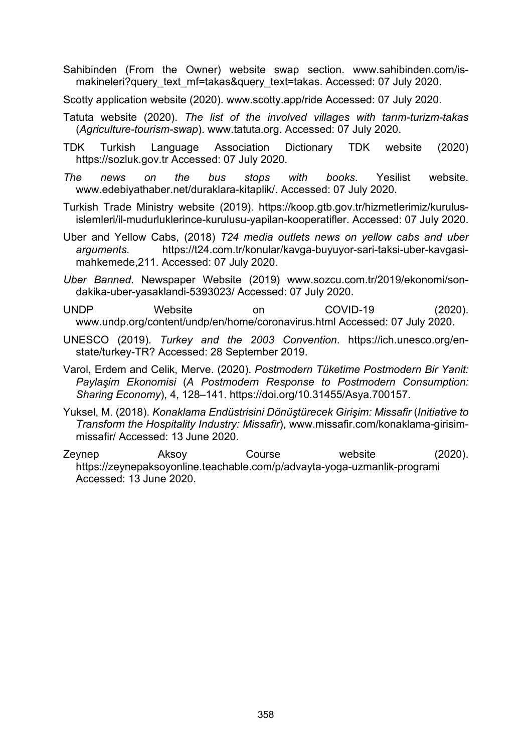Sahibinden (From the Owner) website swap section. www.sahibinden.com/is-makineleri?query_text_mf=takas&query_text=takas. Accessed: 07 July 2020.

Scotty application website (2020). www.scotty.app/ride Accessed: 07 July 2020.

Tatuta website (2020). *The list of the involved villages with tarım-turizm-takas* (*Agriculture-tourism-swap*). www.tatuta.org. Accessed: 07 July 2020.

TDK Turkish Language Association Dictionary TDK website (2020) https://sozluk.gov.tr Accessed: 07 July 2020.

*The news on the bus stops with books*. Yesilist website. www.edebiyathaber.net/duraklara-kitaplik/. Accessed: 07 July 2020.

Turkish Trade Ministry website (2019). https://koop.gtb.gov.tr/hizmetlerimiz/kurulus-islemleri/il-mudurluklerince-kurulusu-yapilan-kooperatifler. Accessed: 07 July 2020.

Uber and Yellow Cabs, (2018) *T24 media outlets news on yellow cabs and uber arguments*. https://t24.com.tr/konular/kavga-buyuyor-sari-taksi-uber-kavgasi-mahkemede,211. Accessed: 07 July 2020.

*Uber Banned*. Newspaper Website (2019) www.sozcu.com.tr/2019/ekonomi/son-dakika-uber-yasaklandi-5393023/ Accessed: 07 July 2020.

UNDP Website on COVID-19 (2020). www.undp.org/content/undp/en/home/coronavirus.html Accessed: 07 July 2020.

UNESCO (2019). *Turkey and the 2003 Convention*. https://ich.unesco.org/en-state/turkey-TR? Accessed: 28 September 2019.

Varol, Erdem and Celik, Merve. (2020). *Postmodern Tüketime Postmodern Bir Yanit: Paylaşim Ekonomisi* (*A Postmodern Response to Postmodern Consumption: Sharing Economy*), 4, 128–141. https://doi.org/10.31455/Asya.700157.

Yuksel, M. (2018). *Konaklama Endüstrisini Dönüştürecek Girişim: Missafir* (*Initiative to Transform the Hospitality Industry: Missafir*), www.missafir.com/konaklama-girisim-missafir/ Accessed: 13 June 2020.

Zeynep Aksoy Course website (2020). https://zeynepaksoyonline.teachable.com/p/advayta-yoga-uzmanlik-programi Accessed: 13 June 2020.